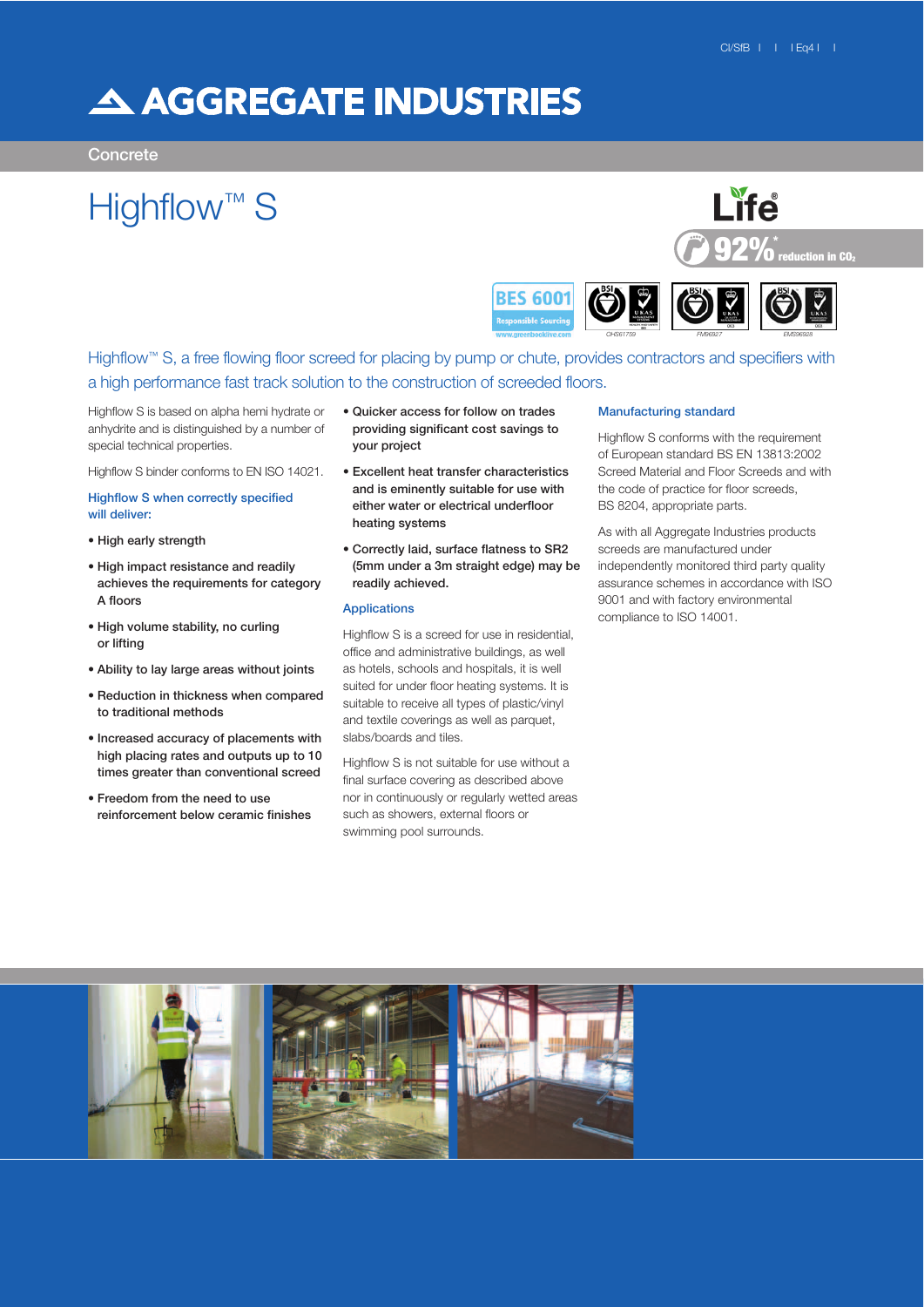CI/SfB | | Eq4 | |

# AGGREGATE INDUSTRIES

Concrete

# Highflow™ S

Life®

92%* reduction in $CO_2$

BES 6001 Responsible Sourcing www.greenbooklive.com

OHS61759 FM96927 EMS96928

Highflow™ S, a free flowing floor screed for placing by pump or chute, provides contractors and specifiers with a high performance fast track solution to the construction of screeded floors.

Highflow S is based on alpha hemi hydrate or anhydrite and is distinguished by a number of special technical properties.

Highflow S binder conforms to EN ISO 14021.

### Highflow S when correctly specified will deliver:

- **High early strength**
- **High impact resistance and readily achieves the requirements for category A floors**
- **High volume stability, no curling or lifting**
- **Ability to lay large areas without joints**
- **Reduction in thickness when compared to traditional methods**
- **Increased accuracy of placements with high placing rates and outputs up to 10 times greater than conventional screed**
- **Freedom from the need to use reinforcement below ceramic finishes**
- **Quicker access for follow on trades providing significant cost savings to your project**
- **Excellent heat transfer characteristics and is eminently suitable for use with either water or electrical underfloor heating systems**
- **Correctly laid, surface flatness to SR2 (5mm under a 3m straight edge) may be readily achieved.**

### Applications

Highflow S is a screed for use in residential, office and administrative buildings, as well as hotels, schools and hospitals, it is well suited for under floor heating systems. It is suitable to receive all types of plastic/vinyl and textile coverings as well as parquet, slabs/boards and tiles.

Highflow S is not suitable for use without a final surface covering as described above nor in continuously or regularly wetted areas such as showers, external floors or swimming pool surrounds.

### Manufacturing standard

Highflow S conforms with the requirement of European standard BS EN 13813:2002 Screed Material and Floor Screeds and with the code of practice for floor screeds, BS 8204, appropriate parts.

As with all Aggregate Industries products screeds are manufactured under independently monitored third party quality assurance schemes in accordance with ISO 9001 and with factory environmental compliance to ISO 14001.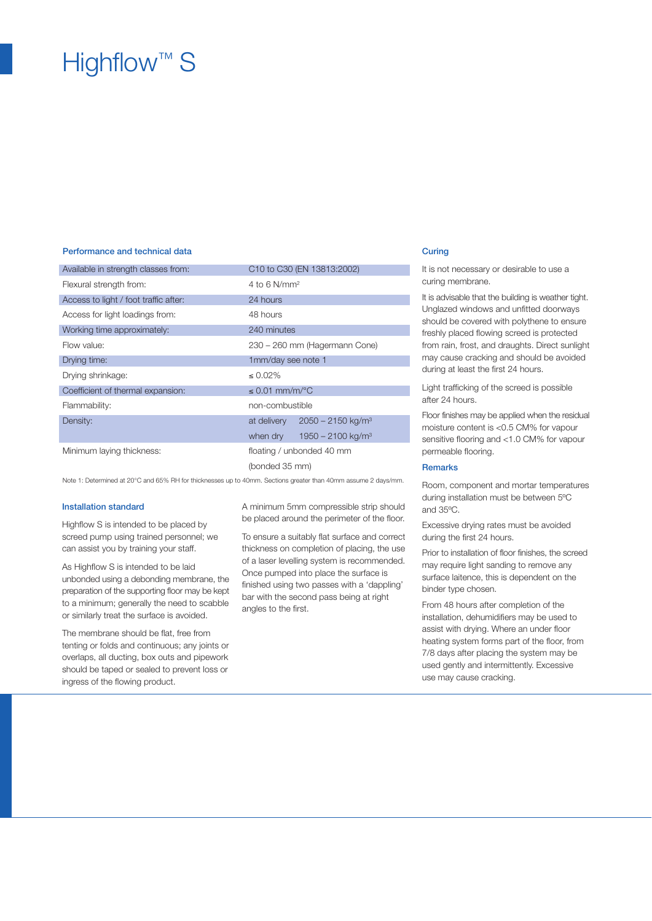# Highflow™ S

## Performance and technical data

| | |
|---|---|
| Available in strength classes from: | C10 to C30 (EN 13813:2002) |
| Flexural strength from: | 4 to 6 N/mm² |
| Access to light / foot traffic after: | 24 hours |
| Access for light loadings from: | 48 hours |
| Working time approximately: | 240 minutes |
| Flow value: | 230 – 260 mm (Hagermann Cone) |
| Drying time: | 1mm/day see note 1 |
| Drying shrinkage: | ≤ 0.02% |
| Coefficient of thermal expansion: | ≤ 0.01 mm/m/°C |
| Flammability: | non-combustible |
| Density: | at delivery 2050 – 2150 kg/m³ |
| | when dry 1950 – 2100 kg/m³ |
| Minimum laying thickness: | floating / unbonded 40 mm |
| | (bonded 35 mm) |

Note 1: Determined at 20°C and 65% RH for thicknesses up to 40mm. Sections greater than 40mm assume 2 days/mm.

## Installation standard

Highflow S is intended to be placed by screed pump using trained personnel; we can assist you by training your staff.

As Highflow S is intended to be laid unbonded using a debonding membrane, the preparation of the supporting floor may be kept to a minimum; generally the need to scabble or similarly treat the surface is avoided.

The membrane should be flat, free from tenting or folds and continuous; any joints or overlaps, all ducting, box outs and pipework should be taped or sealed to prevent loss or ingress of the flowing product.

A minimum 5mm compressible strip should be placed around the perimeter of the floor.

To ensure a suitably flat surface and correct thickness on completion of placing, the use of a laser levelling system is recommended. Once pumped into place the surface is finished using two passes with a 'dappling' bar with the second pass being at right angles to the first.

## Curing

It is not necessary or desirable to use a curing membrane.

It is advisable that the building is weather tight. Unglazed windows and unfitted doorways should be covered with polythene to ensure freshly placed flowing screed is protected from rain, frost, and draughts. Direct sunlight may cause cracking and should be avoided during at least the first 24 hours.

Light trafficking of the screed is possible after 24 hours.

Floor finishes may be applied when the residual moisture content is <0.5 CM% for vapour sensitive flooring and <1.0 CM% for vapour permeable flooring.

## Remarks

Room, component and mortar temperatures during installation must be between 5ºC and 35ºC.

Excessive drying rates must be avoided during the first 24 hours.

Prior to installation of floor finishes, the screed may require light sanding to remove any surface laitence, this is dependent on the binder type chosen.

From 48 hours after completion of the installation, dehumidifiers may be used to assist with drying. Where an under floor heating system forms part of the floor, from 7/8 days after placing the system may be used gently and intermittently. Excessive use may cause cracking.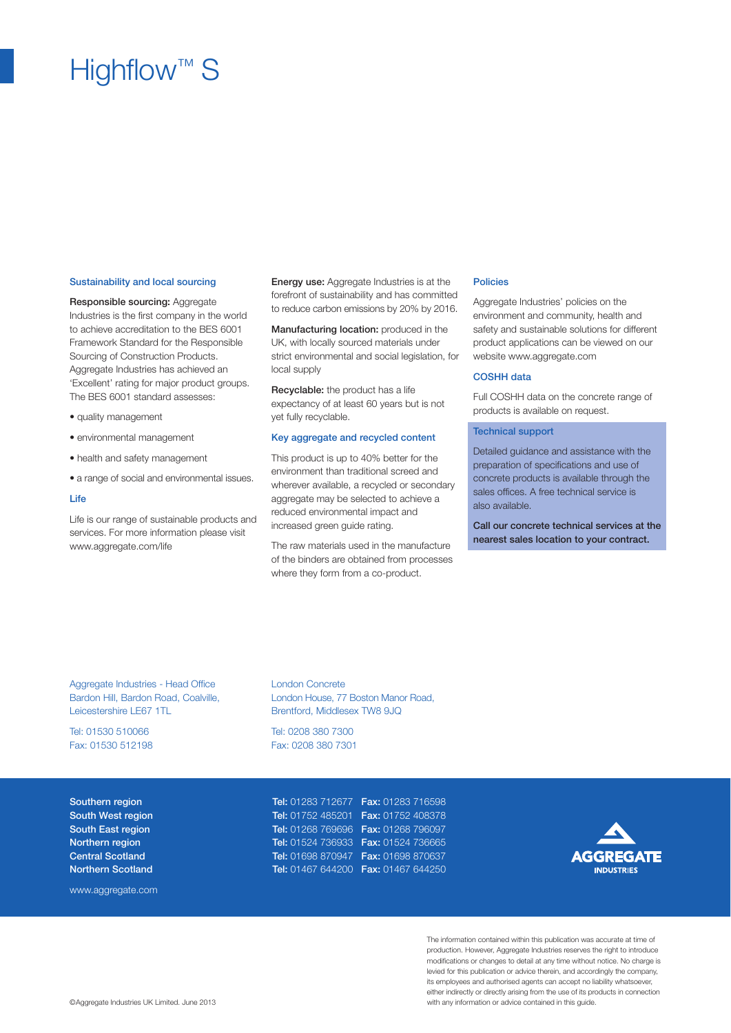# Highflow™ S

## Sustainability and local sourcing

**Responsible sourcing:** Aggregate Industries is the first company in the world to achieve accreditation to the BES 6001 Framework Standard for the Responsible Sourcing of Construction Products. Aggregate Industries has achieved an 'Excellent' rating for major product groups. The BES 6001 standard assesses:

- quality management
- environmental management
- health and safety management
- a range of social and environmental issues.

## Life

Life is our range of sustainable products and services. For more information please visit www.aggregate.com/life

**Energy use:** Aggregate Industries is at the forefront of sustainability and has committed to reduce carbon emissions by 20% by 2016.

**Manufacturing location:** produced in the UK, with locally sourced materials under strict environmental and social legislation, for local supply

**Recyclable:** the product has a life expectancy of at least 60 years but is not yet fully recyclable.

## Key aggregate and recycled content

This product is up to 40% better for the environment than traditional screed and wherever available, a recycled or secondary aggregate may be selected to achieve a reduced environmental impact and increased green guide rating.

The raw materials used in the manufacture of the binders are obtained from processes where they form from a co-product.

## Policies

Aggregate Industries' policies on the environment and community, health and safety and sustainable solutions for different product applications can be viewed on our website www.aggregate.com

## COSHH data

Full COSHH data on the concrete range of products is available on request.

## Technical support

Detailed guidance and assistance with the preparation of specifications and use of concrete products is available through the sales offices. A free technical service is also available.

**Call our concrete technical services at the nearest sales location to your contract.**

Aggregate Industries - Head Office
Bardon Hill, Bardon Road, Coalville,
Leicestershire LE67 1TL

Tel: 01530 510066
Fax: 01530 512198

London Concrete
London House, 77 Boston Manor Road,
Brentford, Middlesex TW8 9JQ

Tel: 0208 380 7300
Fax: 0208 380 7301

| | | |
|---|---|---|
| **Southern region** | **Tel:** 01283 712677 | **Fax:** 01283 716598 |
| **South West region** | **Tel:** 01752 485201 | **Fax:** 01752 408378 |
| **South East region** | **Tel:** 01268 769696 | **Fax:** 01268 796097 |
| **Northern region** | **Tel:** 01524 736933 | **Fax:** 01524 736665 |
| **Central Scotland** | **Tel:** 01698 870947 | **Fax:** 01698 870637 |
| **Northern Scotland** | **Tel:** 01467 644200 | **Fax:** 01467 644250 |

www.aggregate.com

AGGREGATE INDUSTRIES

The information contained within this publication was accurate at time of production. However, Aggregate Industries reserves the right to introduce modifications or changes to detail at any time without notice. No charge is levied for this publication or advice therein, and accordingly the company, its employees and authorised agents can accept no liability whatsoever, either indirectly or directly arising from the use of its products in connection with any information or advice contained in this guide.

©Aggregate Industries UK Limited. June 2013